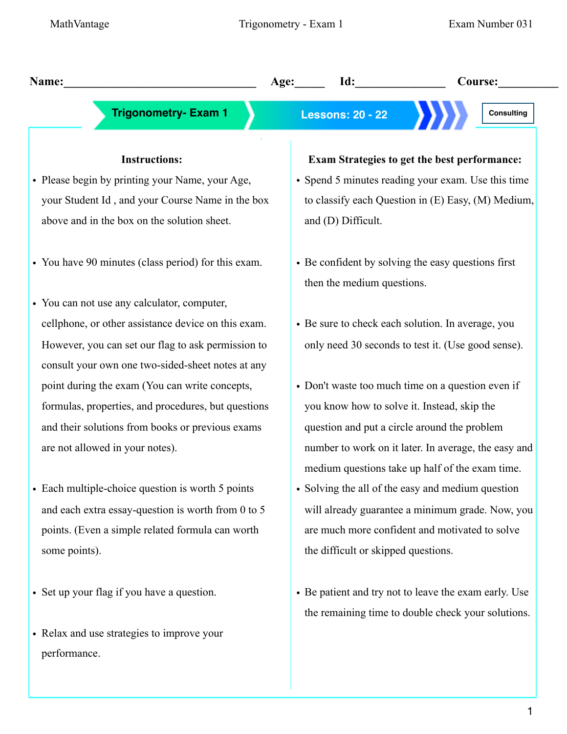**Name:**________________________________ **Age:**_____ **Id:**______________ **Course:**__________

**Trigonometry- Exam 1** | **Lessons: 20 - 22** | Consulting

### Instructions:

- Please begin by printing your Name, your Age, your Student Id , and your Course Name in the box above and in the box on the solution sheet.
- You have 90 minutes (class period) for this exam.
- You can not use any calculator, computer, cellphone, or other assistance device on this exam. However, you can set our flag to ask permission to consult your own one two-sided-sheet notes at any point during the exam (You can write concepts, formulas, properties, and procedures, but questions and their solutions from books or previous exams are not allowed in your notes).
- Each multiple-choice question is worth 5 points and each extra essay-question is worth from 0 to 5 points. (Even a simple related formula can worth some points).
- Set up your flag if you have a question.
- Relax and use strategies to improve your performance.

### Exam Strategies to get the best performance:

- Spend 5 minutes reading your exam. Use this time to classify each Question in (E) Easy, (M) Medium, and (D) Difficult.
- Be confident by solving the easy questions first then the medium questions.
- Be sure to check each solution. In average, you only need 30 seconds to test it. (Use good sense).
- Don't waste too much time on a question even if you know how to solve it. Instead, skip the question and put a circle around the problem number to work on it later. In average, the easy and medium questions take up half of the exam time.
- Solving the all of the easy and medium question will already guarantee a minimum grade. Now, you are much more confident and motivated to solve the difficult or skipped questions.
- Be patient and try not to leave the exam early. Use the remaining time to double check your solutions.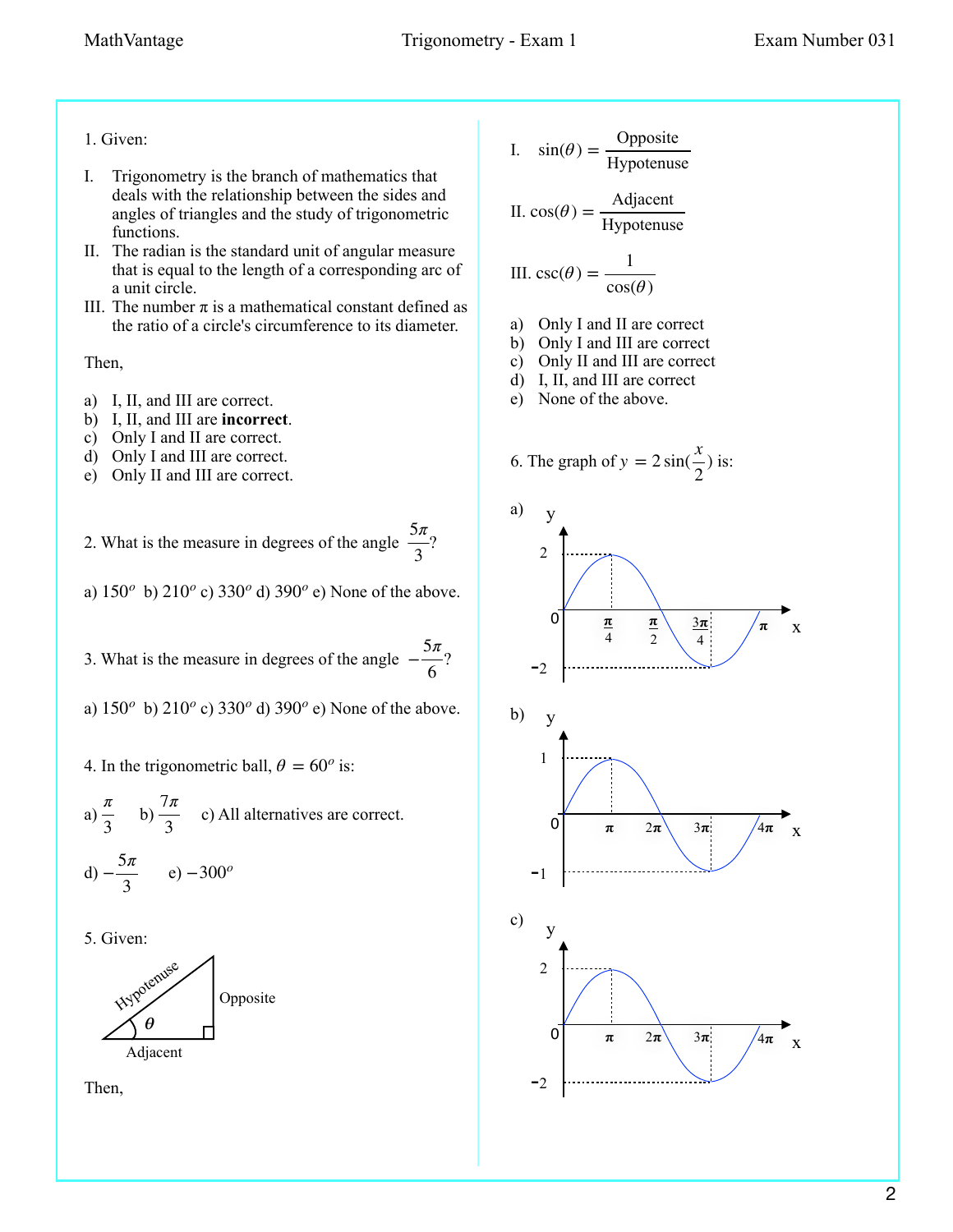1. Given:

I. Trigonometry is the branch of mathematics that deals with the relationship between the sides and angles of triangles and the study of trigonometric functions.
II. The radian is the standard unit of angular measure that is equal to the length of a corresponding arc of a unit circle.
III. The number $\pi$ is a mathematical constant defined as the ratio of a circle's circumference to its diameter.

Then,

a) I, II, and III are correct.
b) I, II, and III are **incorrect**.
c) Only I and II are correct.
d) Only I and III are correct.
e) Only II and III are correct.

2. What is the measure in degrees of the angle $\frac{5\pi}{3}$?

a) $150^o$ b) $210^o$ c) $330^o$ d) $390^o$ e) None of the above.

3. What is the measure in degrees of the angle $-\frac{5\pi}{6}$?

a) $150^o$ b) $210^o$ c) $330^o$ d) $390^o$ e) None of the above.

4. In the trigonometric ball, $\theta = 60^o$ is:

a) $\frac{\pi}{3}$ b) $\frac{7\pi}{3}$ c) All alternatives are correct.

d) $-\frac{5\pi}{3}$ e) $-300^o$

5. Given:

(Right triangle with angle $\theta$, sides labeled Hypotenuse, Opposite, Adjacent)

Then,

I. $\sin(\theta) = \frac{\text{Opposite}}{\text{Hypotenuse}}$

II. $\cos(\theta) = \frac{\text{Adjacent}}{\text{Hypotenuse}}$

III. $\csc(\theta) = \frac{1}{\cos(\theta)}$

a) Only I and II are correct
b) Only I and III are correct
c) Only II and III are correct
d) I, II, and III are correct
e) None of the above.

6. The graph of $y = 2\sin(\frac{x}{2})$ is:

a) (Graph: y-axis marked 2, 0, −2; x-axis marked $\frac{\pi}{4}$, $\frac{\pi}{2}$, $\frac{3\pi}{4}$, $\pi$)

b) (Graph: y-axis marked 1, 0, −1; x-axis marked $\pi$, $2\pi$, $3\pi$, $4\pi$)

c) (Graph: y-axis marked 2, 0, −2; x-axis marked $\pi$, $2\pi$, $3\pi$, $4\pi$)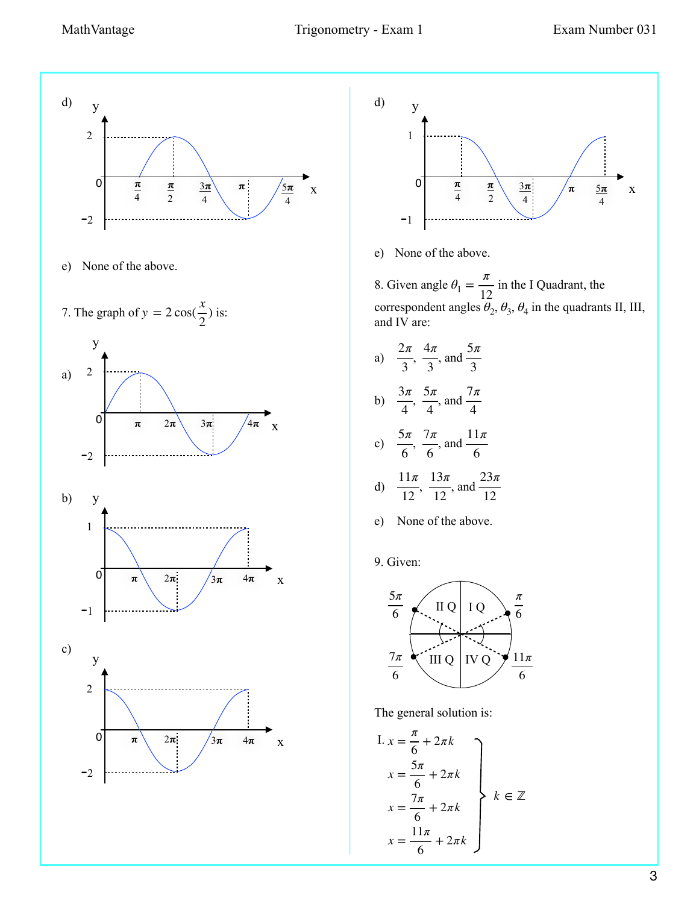d)

e) None of the above.

7. The graph of $y = 2\cos(\frac{x}{2})$ is:

a)

b)

c)

d)

e) None of the above.

8. Given angle $\theta_1 = \frac{\pi}{12}$ in the I Quadrant, the correspondent angles $\theta_2, \theta_3, \theta_4$ in the quadrants II, III, and IV are:

a) $\frac{2\pi}{3}, \frac{4\pi}{3}$, and $\frac{5\pi}{3}$

b) $\frac{3\pi}{4}, \frac{5\pi}{4}$, and $\frac{7\pi}{4}$

c) $\frac{5\pi}{6}, \frac{7\pi}{6}$, and $\frac{11\pi}{6}$

d) $\frac{11\pi}{12}, \frac{13\pi}{12}$, and $\frac{23\pi}{12}$

e) None of the above.

9. Given:

The general solution is:

I. 
$$\left.\begin{aligned} x &= \frac{\pi}{6} + 2\pi k \\ x &= \frac{5\pi}{6} + 2\pi k \\ x &= \frac{7\pi}{6} + 2\pi k \\ x &= \frac{11\pi}{6} + 2\pi k \end{aligned}\right\} k \in \mathbb{Z}$$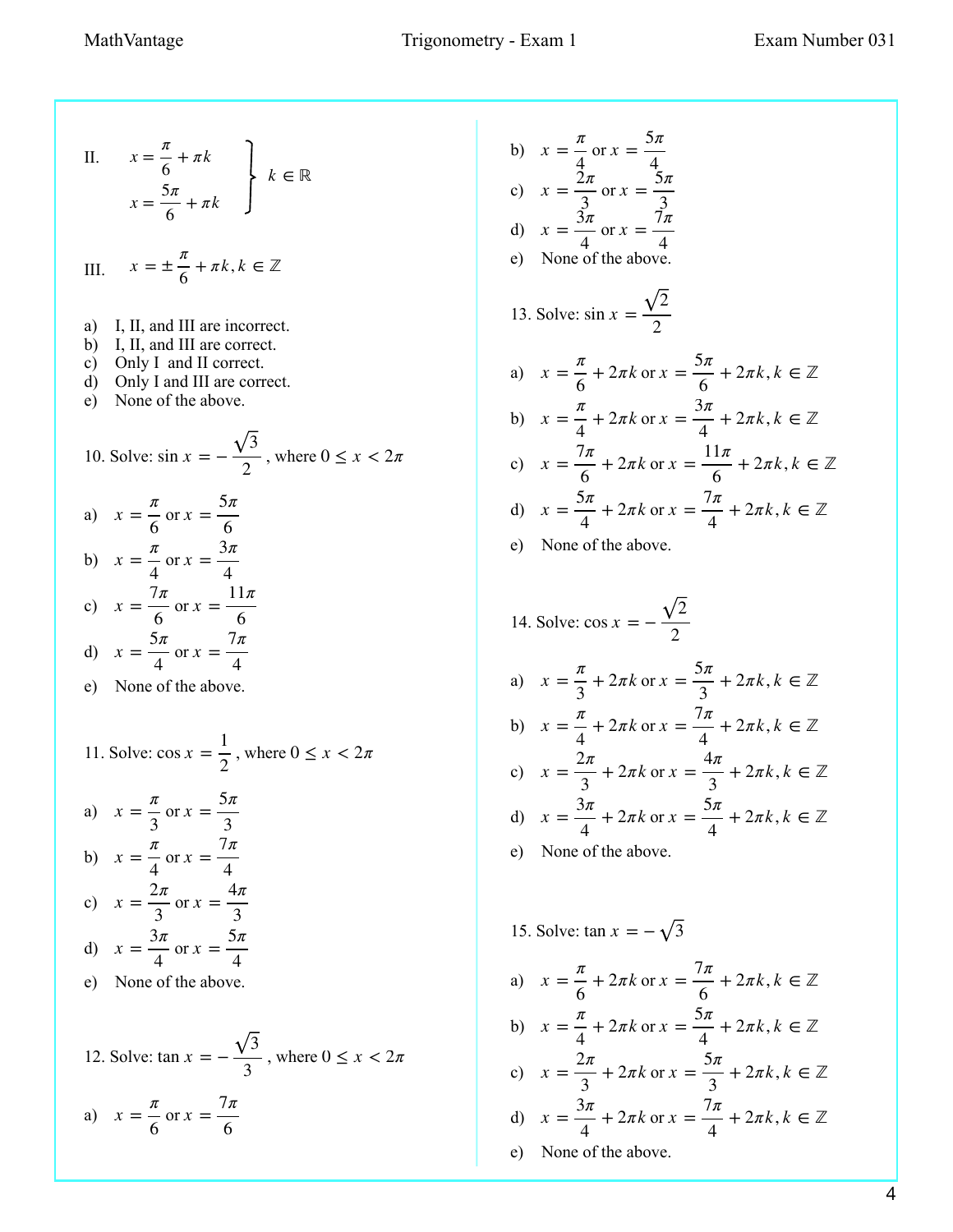II. $\left.\begin{array}{l} x = \dfrac{\pi}{6} + \pi k \\ x = \dfrac{5\pi}{6} + \pi k \end{array}\right\} k \in \mathbb{R}$

III. $x = \pm \dfrac{\pi}{6} + \pi k, k \in \mathbb{Z}$

a) I, II, and III are incorrect.
b) I, II, and III are correct.
c) Only I and II correct.
d) Only I and III are correct.
e) None of the above.

10. Solve: $\sin x = -\dfrac{\sqrt{3}}{2}$, where $0 \leq x < 2\pi$

a) $x = \dfrac{\pi}{6}$ or $x = \dfrac{5\pi}{6}$
b) $x = \dfrac{\pi}{4}$ or $x = \dfrac{3\pi}{4}$
c) $x = \dfrac{7\pi}{6}$ or $x = \dfrac{11\pi}{6}$
d) $x = \dfrac{5\pi}{4}$ or $x = \dfrac{7\pi}{4}$
e) None of the above.

11. Solve: $\cos x = \dfrac{1}{2}$, where $0 \leq x < 2\pi$

a) $x = \dfrac{\pi}{3}$ or $x = \dfrac{5\pi}{3}$
b) $x = \dfrac{\pi}{4}$ or $x = \dfrac{7\pi}{4}$
c) $x = \dfrac{2\pi}{3}$ or $x = \dfrac{4\pi}{3}$
d) $x = \dfrac{3\pi}{4}$ or $x = \dfrac{5\pi}{4}$
e) None of the above.

12. Solve: $\tan x = -\dfrac{\sqrt{3}}{3}$, where $0 \leq x < 2\pi$

a) $x = \dfrac{\pi}{6}$ or $x = \dfrac{7\pi}{6}$
b) $x = \dfrac{\pi}{4}$ or $x = \dfrac{5\pi}{4}$
c) $x = \dfrac{2\pi}{3}$ or $x = \dfrac{5\pi}{3}$
d) $x = \dfrac{3\pi}{4}$ or $x = \dfrac{7\pi}{4}$
e) None of the above.

13. Solve: $\sin x = \dfrac{\sqrt{2}}{2}$

a) $x = \dfrac{\pi}{6} + 2\pi k$ or $x = \dfrac{5\pi}{6} + 2\pi k, k \in \mathbb{Z}$
b) $x = \dfrac{\pi}{4} + 2\pi k$ or $x = \dfrac{3\pi}{4} + 2\pi k, k \in \mathbb{Z}$
c) $x = \dfrac{7\pi}{6} + 2\pi k$ or $x = \dfrac{11\pi}{6} + 2\pi k, k \in \mathbb{Z}$
d) $x = \dfrac{5\pi}{4} + 2\pi k$ or $x = \dfrac{7\pi}{4} + 2\pi k, k \in \mathbb{Z}$
e) None of the above.

14. Solve: $\cos x = -\dfrac{\sqrt{2}}{2}$

a) $x = \dfrac{\pi}{3} + 2\pi k$ or $x = \dfrac{5\pi}{3} + 2\pi k, k \in \mathbb{Z}$
b) $x = \dfrac{\pi}{4} + 2\pi k$ or $x = \dfrac{7\pi}{4} + 2\pi k, k \in \mathbb{Z}$
c) $x = \dfrac{2\pi}{3} + 2\pi k$ or $x = \dfrac{4\pi}{3} + 2\pi k, k \in \mathbb{Z}$
d) $x = \dfrac{3\pi}{4} + 2\pi k$ or $x = \dfrac{5\pi}{4} + 2\pi k, k \in \mathbb{Z}$
e) None of the above.

15. Solve: $\tan x = -\sqrt{3}$

a) $x = \dfrac{\pi}{6} + 2\pi k$ or $x = \dfrac{7\pi}{6} + 2\pi k, k \in \mathbb{Z}$
b) $x = \dfrac{\pi}{4} + 2\pi k$ or $x = \dfrac{5\pi}{4} + 2\pi k, k \in \mathbb{Z}$
c) $x = \dfrac{2\pi}{3} + 2\pi k$ or $x = \dfrac{5\pi}{3} + 2\pi k, k \in \mathbb{Z}$
d) $x = \dfrac{3\pi}{4} + 2\pi k$ or $x = \dfrac{7\pi}{4} + 2\pi k, k \in \mathbb{Z}$
e) None of the above.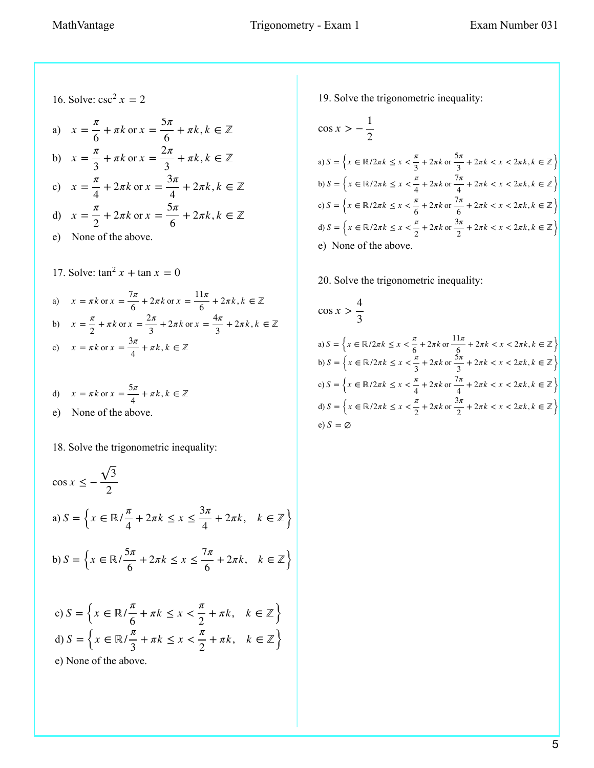16. Solve: $\csc^2 x = 2$

a) $x = \dfrac{\pi}{6} + \pi k$ or $x = \dfrac{5\pi}{6} + \pi k, k \in \mathbb{Z}$

b) $x = \dfrac{\pi}{3} + \pi k$ or $x = \dfrac{2\pi}{3} + \pi k, k \in \mathbb{Z}$

c) $x = \dfrac{\pi}{4} + 2\pi k$ or $x = \dfrac{3\pi}{4} + 2\pi k, k \in \mathbb{Z}$

d) $x = \dfrac{\pi}{2} + 2\pi k$ or $x = \dfrac{5\pi}{6} + 2\pi k, k \in \mathbb{Z}$

e) None of the above.

17. Solve: $\tan^2 x + \tan x = 0$

a) $x = \pi k$ or $x = \dfrac{7\pi}{6} + 2\pi k$ or $x = \dfrac{11\pi}{6} + 2\pi k, k \in \mathbb{Z}$

b) $x = \dfrac{\pi}{2} + \pi k$ or $x = \dfrac{2\pi}{3} + 2\pi k$ or $x = \dfrac{4\pi}{3} + 2\pi k, k \in \mathbb{Z}$

c) $x = \pi k$ or $x = \dfrac{3\pi}{4} + \pi k, k \in \mathbb{Z}$

d) $x = \pi k$ or $x = \dfrac{5\pi}{4} + \pi k, k \in \mathbb{Z}$

e) None of the above.

18. Solve the trigonometric inequality:

$$\cos x \leq -\frac{\sqrt{3}}{2}$$

a) $S = \left\{ x \in \mathbb{R} / \dfrac{\pi}{4} + 2\pi k \leq x \leq \dfrac{3\pi}{4} + 2\pi k, \quad k \in \mathbb{Z} \right\}$

b) $S = \left\{ x \in \mathbb{R} / \dfrac{5\pi}{6} + 2\pi k \leq x \leq \dfrac{7\pi}{6} + 2\pi k, \quad k \in \mathbb{Z} \right\}$

c) $S = \left\{ x \in \mathbb{R} / \dfrac{\pi}{6} + \pi k \leq x < \dfrac{\pi}{2} + \pi k, \quad k \in \mathbb{Z} \right\}$

d) $S = \left\{ x \in \mathbb{R} / \dfrac{\pi}{3} + \pi k \leq x < \dfrac{\pi}{2} + \pi k, \quad k \in \mathbb{Z} \right\}$

e) None of the above.

19. Solve the trigonometric inequality:

$$\cos x > -\frac{1}{2}$$

a) $S = \left\{ x \in \mathbb{R} / 2\pi k \leq x < \dfrac{\pi}{3} + 2\pi k \text{ or } \dfrac{5\pi}{3} + 2\pi k < x < 2\pi k, k \in \mathbb{Z} \right\}$

b) $S = \left\{ x \in \mathbb{R} / 2\pi k \leq x < \dfrac{\pi}{4} + 2\pi k \text{ or } \dfrac{7\pi}{4} + 2\pi k < x < 2\pi k, k \in \mathbb{Z} \right\}$

c) $S = \left\{ x \in \mathbb{R} / 2\pi k \leq x < \dfrac{\pi}{6} + 2\pi k \text{ or } \dfrac{7\pi}{6} + 2\pi k < x < 2\pi k, k \in \mathbb{Z} \right\}$

d) $S = \left\{ x \in \mathbb{R} / 2\pi k \leq x < \dfrac{\pi}{2} + 2\pi k \text{ or } \dfrac{3\pi}{2} + 2\pi k < x < 2\pi k, k \in \mathbb{Z} \right\}$

e) None of the above.

20. Solve the trigonometric inequality:

$$\cos x > \frac{4}{3}$$

a) $S = \left\{ x \in \mathbb{R} / 2\pi k \leq x < \dfrac{\pi}{6} + 2\pi k \text{ or } \dfrac{11\pi}{6} + 2\pi k < x < 2\pi k, k \in \mathbb{Z} \right\}$

b) $S = \left\{ x \in \mathbb{R} / 2\pi k \leq x < \dfrac{\pi}{3} + 2\pi k \text{ or } \dfrac{5\pi}{3} + 2\pi k < x < 2\pi k, k \in \mathbb{Z} \right\}$

c) $S = \left\{ x \in \mathbb{R} / 2\pi k \leq x < \dfrac{\pi}{4} + 2\pi k \text{ or } \dfrac{7\pi}{4} + 2\pi k < x < 2\pi k, k \in \mathbb{Z} \right\}$

d) $S = \left\{ x \in \mathbb{R} / 2\pi k \leq x < \dfrac{\pi}{2} + 2\pi k \text{ or } \dfrac{3\pi}{2} + 2\pi k < x < 2\pi k, k \in \mathbb{Z} \right\}$

e) $S = \varnothing$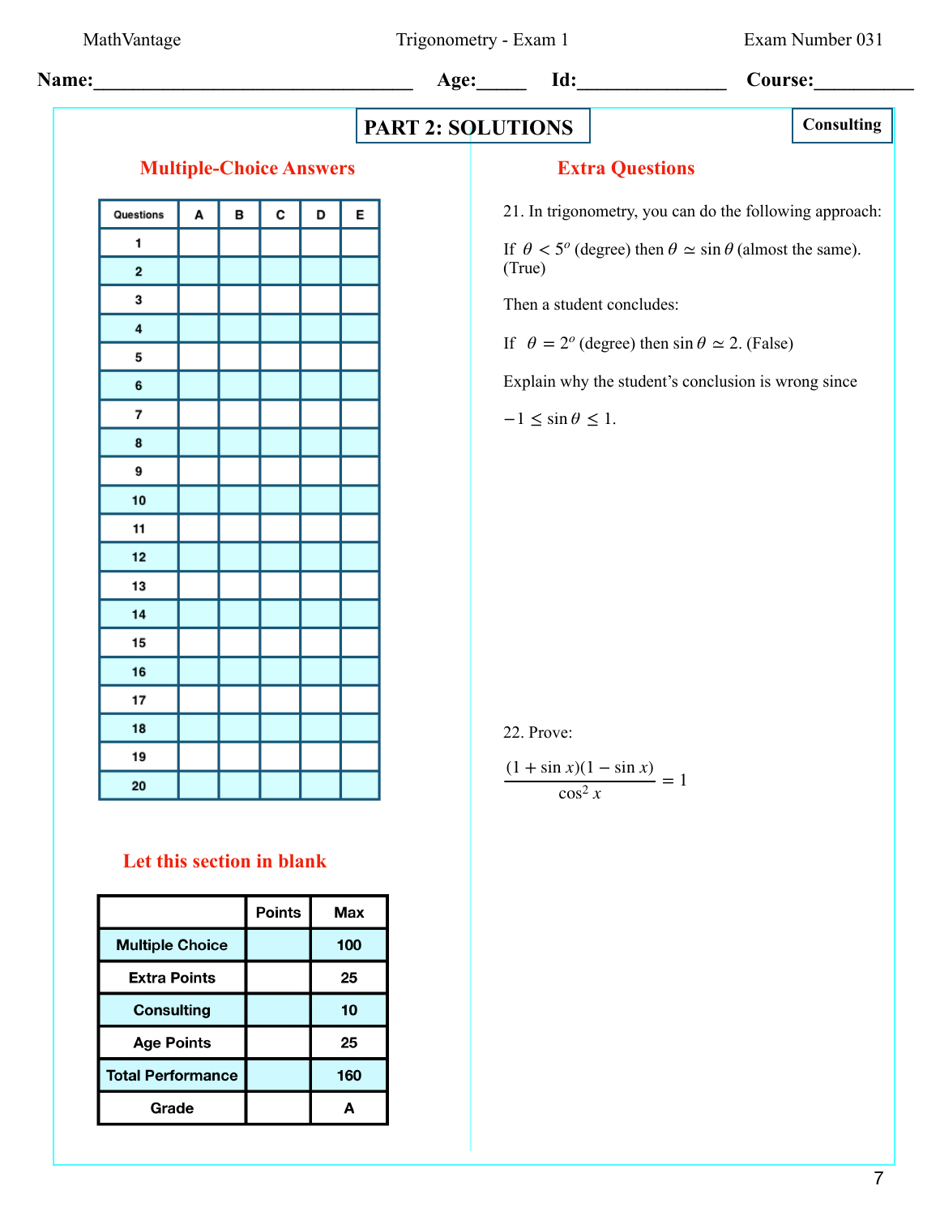**Name:**________________________________ **Age:**_____ **Id:**_______________ **Course:**__________

## PART 2: SOLUTIONS

**Consulting**

### Multiple-Choice Answers

| Questions | A | B | C | D | E |
|---|---|---|---|---|---|
| 1 | | | | | |
| 2 | | | | | |
| 3 | | | | | |
| 4 | | | | | |
| 5 | | | | | |
| 6 | | | | | |
| 7 | | | | | |
| 8 | | | | | |
| 9 | | | | | |
| 10 | | | | | |
| 11 | | | | | |
| 12 | | | | | |
| 13 | | | | | |
| 14 | | | | | |
| 15 | | | | | |
| 16 | | | | | |
| 17 | | | | | |
| 18 | | | | | |
| 19 | | | | | |
| 20 | | | | | |

### Let this section in blank

| | Points | Max |
|---|---|---|
| Multiple Choice | | 100 |
| Extra Points | | 25 |
| Consulting | | 10 |
| Age Points | | 25 |
| Total Performance | | 160 |
| Grade | | A |

### Extra Questions

21. In trigonometry, you can do the following approach:

If $\theta < 5^o$ (degree) then $\theta \simeq \sin\theta$ (almost the same). (True)

Then a student concludes:

If $\theta = 2^o$ (degree) then $\sin\theta \simeq 2$. (False)

Explain why the student's conclusion is wrong since

$-1 \leq \sin\theta \leq 1$.

22. Prove:

$$\frac{(1+\sin x)(1-\sin x)}{\cos^2 x} = 1$$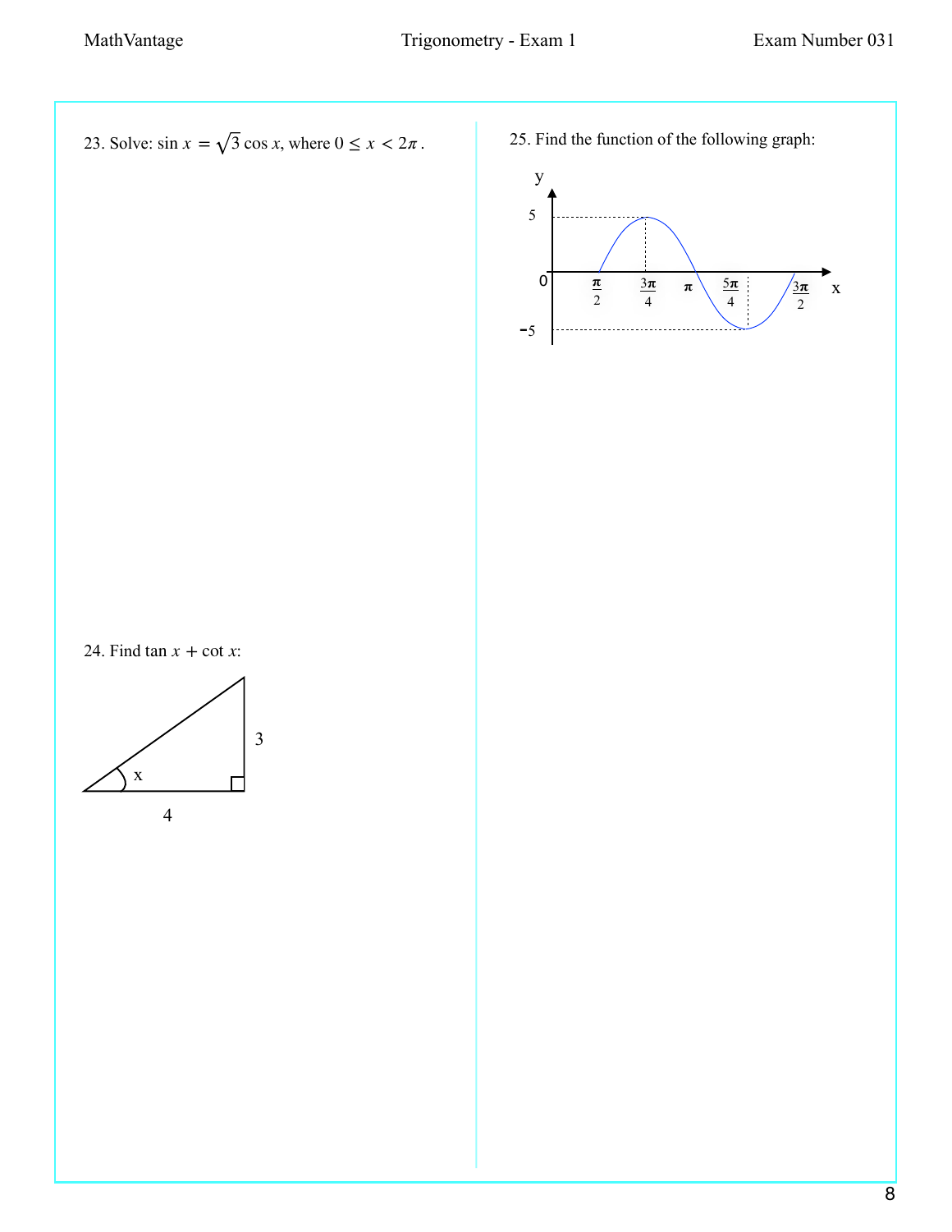23. Solve: $\sin x = \sqrt{3}\cos x$, where $0 \leq x < 2\pi$.

24. Find $\tan x + \cot x$:

25. Find the function of the following graph: